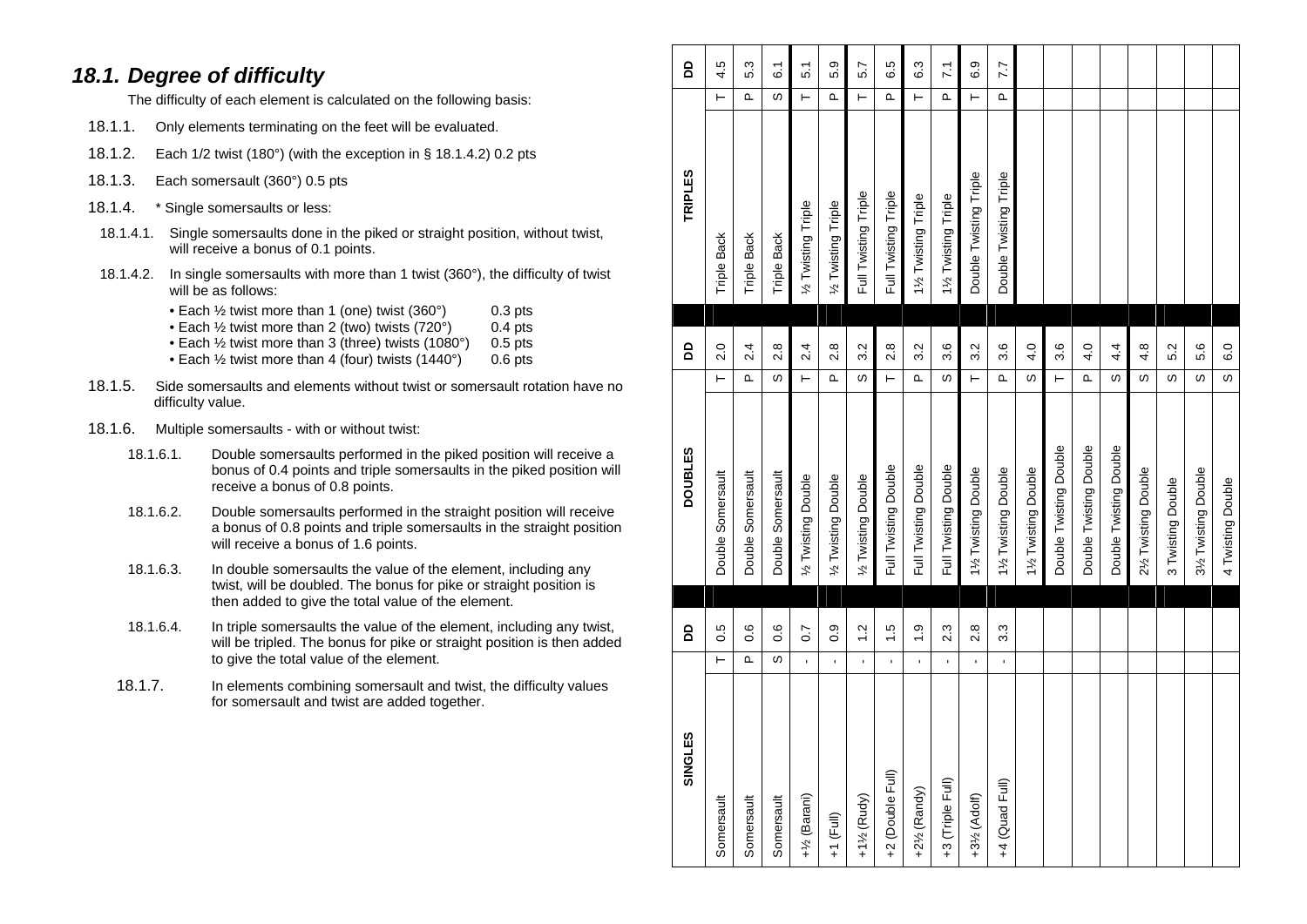## 18.1. Degree of difficulty

The difficulty of each element is calculated on the following basis:

18.1.1. Only elements terminating on the feet will be evaluated.

18.1.2. Each 1/2 twist (180°) (with the exception in § 18.1.4.2) 0.2 pts

18.1.3. Each somersault (360°) 0.5 pts

18.1.4. * Single somersaults or less:

18.1.4.1. Single somersaults done in the piked or straight position, without twist, will receive a bonus of 0.1 points.

18.1.4.2. In single somersaults with more than 1 twist (360°), the difficulty of twist will be as follows:

- Each ½ twist more than 1 (one) twist (360°) 0.3 pts
- Each ½ twist more than 2 (two) twists (720°) 0.4 pts
- Each ½ twist more than 3 (three) twists (1080°) 0.5 pts
- Each ½ twist more than 4 (four) twists (1440°) 0.6 pts

18.1.5. Side somersaults and elements without twist or somersault rotation have no difficulty value.

18.1.6. Multiple somersaults - with or without twist:

18.1.6.1. Double somersaults performed in the piked position will receive a bonus of 0.4 points and triple somersaults in the piked position will receive a bonus of 0.8 points.

18.1.6.2. Double somersaults performed in the straight position will receive a bonus of 0.8 points and triple somersaults in the straight position will receive a bonus of 1.6 points.

18.1.6.3. In double somersaults the value of the element, including any twist, will be doubled. The bonus for pike or straight position is then added to give the total value of the element.

18.1.6.4. In triple somersaults the value of the element, including any twist, will be tripled. The bonus for pike or straight position is then added to give the total value of the element.

18.1.7. In elements combining somersault and twist, the difficulty values for somersault and twist are added together.

| SINGLES | | DD | DOUBLES | | DD | TRIPLES | | DD |
|---|---|---|---|---|---|---|---|---|
| Somersault | T | 0.5 | Double Somersault | T | 2.0 | Triple Back | T | 4.5 |
| Somersault | P | 0.6 | Double Somersault | P | 2.4 | Triple Back | P | 5.3 |
| Somersault | S | 0.6 | Double Somersault | S | 2.8 | Triple Back | S | 6.1 |
| +½ (Barani) | - | 0.7 | ½ Twisting Double | T | 2.4 | ½ Twisting Triple | T | 5.1 |
| +1 (Full) | - | 0.9 | ½ Twisting Double | P | 2.8 | ½ Twisting Triple | P | 5.9 |
| +1½ (Rudy) | - | 1.2 | ½ Twisting Double | S | 3.2 | Full Twisting Triple | T | 5.7 |
| +2 (Double Full) | - | 1.5 | Full Twisting Double | T | 2.8 | Full Twisting Triple | P | 6.5 |
| +2½ (Randy) | - | 1.9 | Full Twisting Double | P | 3.2 | 1½ Twisting Triple | T | 6.3 |
| +3 (Triple Full) | - | 2.3 | Full Twisting Double | S | 3.6 | 1½ Twisting Triple | P | 7.1 |
| +3½ (Adolf) | - | 2.8 | 1½ Twisting Double | T | 3.2 | Double Twisting Triple | T | 6.9 |
| +4 (Quad Full) | - | 3.3 | 1½ Twisting Double | P | 3.6 | Double Twisting Triple | P | 7.7 |
| | | | 1½ Twisting Double | S | 4.0 | | | |
| | | | Double Twisting Double | T | 3.6 | | | |
| | | | Double Twisting Double | P | 4.0 | | | |
| | | | Double Twisting Double | S | 4.4 | | | |
| | | | 2½ Twisting Double | S | 4.8 | | | |
| | | | 3 Twisting Double | S | 5.2 | | | |
| | | | 3½ Twisting Double | S | 5.6 | | | |
| | | | 4 Twisting Double | S | 6.0 | | | |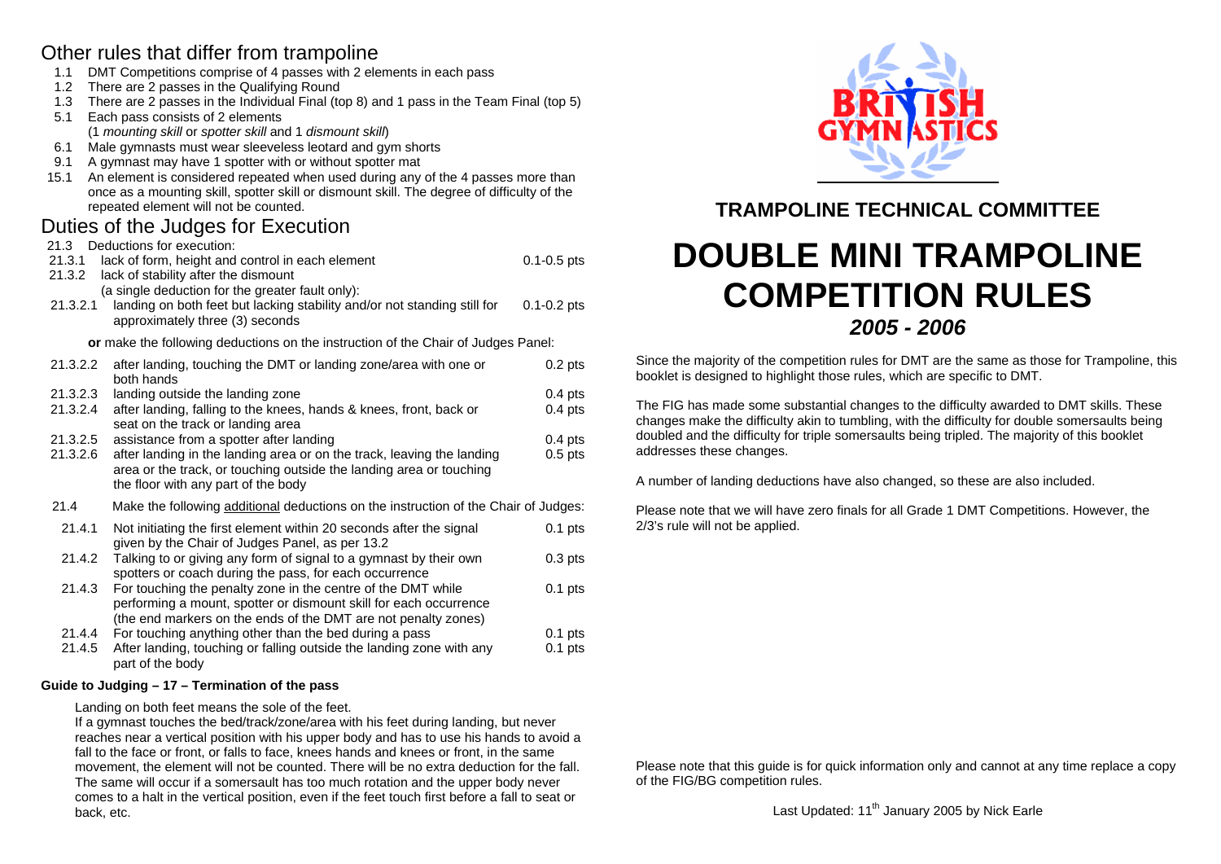## Other rules that differ from trampoline

1.1 DMT Competitions comprise of 4 passes with 2 elements in each pass
1.2 There are 2 passes in the Qualifying Round
1.3 There are 2 passes in the Individual Final (top 8) and 1 pass in the Team Final (top 5)
5.1 Each pass consists of 2 elements
(1 *mounting skill* or *spotter skill* and 1 *dismount skill*)
6.1 Male gymnasts must wear sleeveless leotard and gym shorts
9.1 A gymnast may have 1 spotter with or without spotter mat
15.1 An element is considered repeated when used during any of the 4 passes more than once as a mounting skill, spotter skill or dismount skill. The degree of difficulty of the repeated element will not be counted.

## Duties of the Judges for Execution

21.3 Deductions for execution:

| | | |
|---|---|---|
| 21.3.1 | lack of form, height and control in each element | 0.1-0.5 pts |
| 21.3.2 | lack of stability after the dismount (a single deduction for the greater fault only): | |
| 21.3.2.1 | landing on both feet but lacking stability and/or not standing still for approximately three (3) seconds | 0.1-0.2 pts |

**or** make the following deductions on the instruction of the Chair of Judges Panel:

| | | |
|---|---|---|
| 21.3.2.2 | after landing, touching the DMT or landing zone/area with one or both hands | 0.2 pts |
| 21.3.2.3 | landing outside the landing zone | 0.4 pts |
| 21.3.2.4 | after landing, falling to the knees, hands & knees, front, back or seat on the track or landing area | 0.4 pts |
| 21.3.2.5 | assistance from a spotter after landing | 0.4 pts |
| 21.3.2.6 | after landing in the landing area or on the track, leaving the landing area or the track, or touching outside the landing area or touching the floor with any part of the body | 0.5 pts |

21.4 Make the following <u>additional</u> deductions on the instruction of the Chair of Judges:

| | | |
|---|---|---|
| 21.4.1 | Not initiating the first element within 20 seconds after the signal given by the Chair of Judges Panel, as per 13.2 | 0.1 pts |
| 21.4.2 | Talking to or giving any form of signal to a gymnast by their own spotters or coach during the pass, for each occurrence | 0.3 pts |
| 21.4.3 | For touching the penalty zone in the centre of the DMT while performing a mount, spotter or dismount skill for each occurrence (the end markers on the ends of the DMT are not penalty zones) | 0.1 pts |
| 21.4.4 | For touching anything other than the bed during a pass | 0.1 pts |
| 21.4.5 | After landing, touching or falling outside the landing zone with any part of the body | 0.1 pts |

**Guide to Judging – 17 – Termination of the pass**

Landing on both feet means the sole of the feet.

If a gymnast touches the bed/track/zone/area with his feet during landing, but never reaches near a vertical position with his upper body and has to use his hands to avoid a fall to the face or front, or falls to face, knees hands and knees or front, in the same movement, the element will not be counted. There will be no extra deduction for the fall. The same will occur if a somersault has too much rotation and the upper body never comes to a halt in the vertical position, even if the feet touch first before a fall to seat or back, etc.

BRITISH GYMNASTICS

**TRAMPOLINE TECHNICAL COMMITTEE**

# DOUBLE MINI TRAMPOLINE COMPETITION RULES

***2005 - 2006***

Since the majority of the competition rules for DMT are the same as those for Trampoline, this booklet is designed to highlight those rules, which are specific to DMT.

The FIG has made some substantial changes to the difficulty awarded to DMT skills. These changes make the difficulty akin to tumbling, with the difficulty for double somersaults being doubled and the difficulty for triple somersaults being tripled. The majority of this booklet addresses these changes.

A number of landing deductions have also changed, so these are also included.

Please note that we will have zero finals for all Grade 1 DMT Competitions. However, the 2/3's rule will not be applied.

Please note that this guide is for quick information only and cannot at any time replace a copy of the FIG/BG competition rules.

Last Updated: 11th January 2005 by Nick Earle